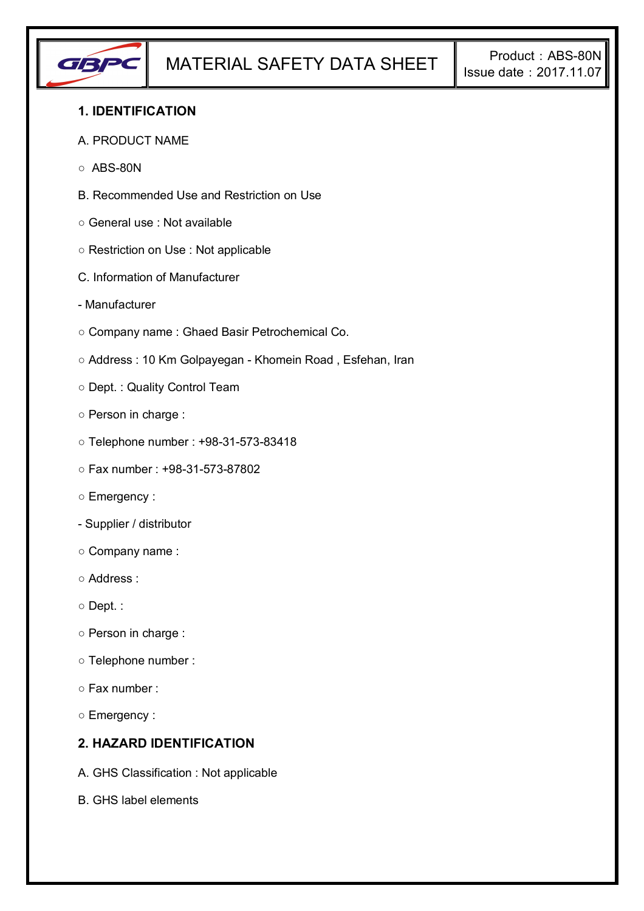# MATERIAL SAFETY DATA SHEET

Product : ABS-80N
Issue date : 2017.11.07

## 1. IDENTIFICATION

A. PRODUCT NAME

○ ABS-80N

B. Recommended Use and Restriction on Use

○ General use : Not available

○ Restriction on Use : Not applicable

C. Information of Manufacturer

- Manufacturer

○ Company name : Ghaed Basir Petrochemical Co.

○ Address : 10 Km Golpayegan - Khomein Road , Esfehan, Iran

○ Dept. : Quality Control Team

○ Person in charge :

○ Telephone number : +98-31-573-83418

○ Fax number : +98-31-573-87802

○ Emergency :

- Supplier / distributor

○ Company name :

○ Address :

○ Dept. :

○ Person in charge :

○ Telephone number :

○ Fax number :

○ Emergency :

## 2. HAZARD IDENTIFICATION

A. GHS Classification : Not applicable

B. GHS label elements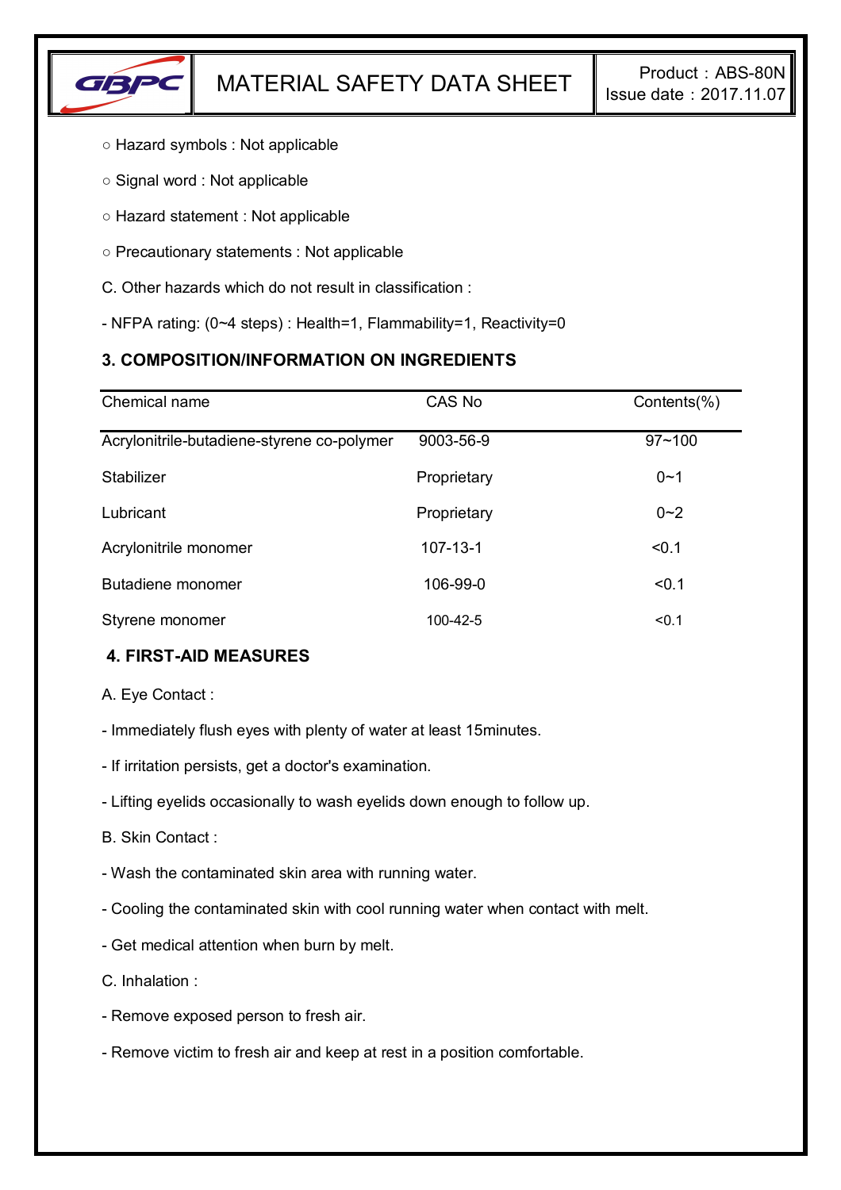○ Hazard symbols : Not applicable

○ Signal word : Not applicable

○ Hazard statement : Not applicable

○ Precautionary statements : Not applicable

C. Other hazards which do not result in classification :

- NFPA rating: (0~4 steps) : Health=1, Flammability=1, Reactivity=0

### 3. COMPOSITION/INFORMATION ON INGREDIENTS

| Chemical name | CAS No | Contents(%) |
|---|---|---|
| Acrylonitrile-butadiene-styrene co-polymer | 9003-56-9 | 97~100 |
| Stabilizer | Proprietary | 0~1 |
| Lubricant | Proprietary | 0~2 |
| Acrylonitrile monomer | 107-13-1 | <0.1 |
| Butadiene monomer | 106-99-0 | <0.1 |
| Styrene monomer | 100-42-5 | <0.1 |

### 4. FIRST-AID MEASURES

A. Eye Contact :

- Immediately flush eyes with plenty of water at least 15minutes.
- If irritation persists, get a doctor's examination.
- Lifting eyelids occasionally to wash eyelids down enough to follow up.

B. Skin Contact :

- Wash the contaminated skin area with running water.
- Cooling the contaminated skin with cool running water when contact with melt.
- Get medical attention when burn by melt.

C. Inhalation :

- Remove exposed person to fresh air.
- Remove victim to fresh air and keep at rest in a position comfortable.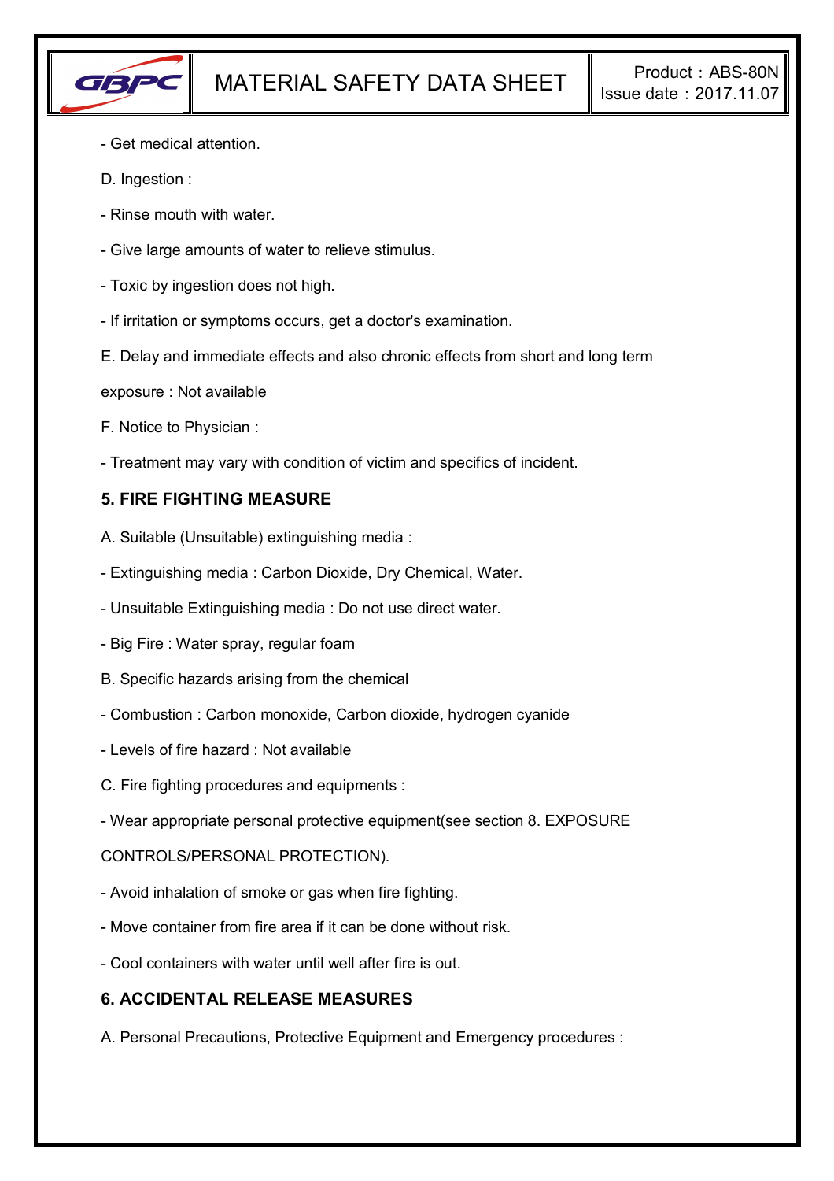- Get medical attention.

D. Ingestion :

- Rinse mouth with water.

- Give large amounts of water to relieve stimulus.

- Toxic by ingestion does not high.

- If irritation or symptoms occurs, get a doctor's examination.

E. Delay and immediate effects and also chronic effects from short and long term exposure : Not available

F. Notice to Physician :

- Treatment may vary with condition of victim and specifics of incident.

## 5. FIRE FIGHTING MEASURE

A. Suitable (Unsuitable) extinguishing media :

- Extinguishing media : Carbon Dioxide, Dry Chemical, Water.

- Unsuitable Extinguishing media : Do not use direct water.

- Big Fire : Water spray, regular foam

B. Specific hazards arising from the chemical

- Combustion : Carbon monoxide, Carbon dioxide, hydrogen cyanide

- Levels of fire hazard : Not available

C. Fire fighting procedures and equipments :

- Wear appropriate personal protective equipment(see section 8. EXPOSURE CONTROLS/PERSONAL PROTECTION).

- Avoid inhalation of smoke or gas when fire fighting.

- Move container from fire area if it can be done without risk.

- Cool containers with water until well after fire is out.

## 6. ACCIDENTAL RELEASE MEASURES

A. Personal Precautions, Protective Equipment and Emergency procedures :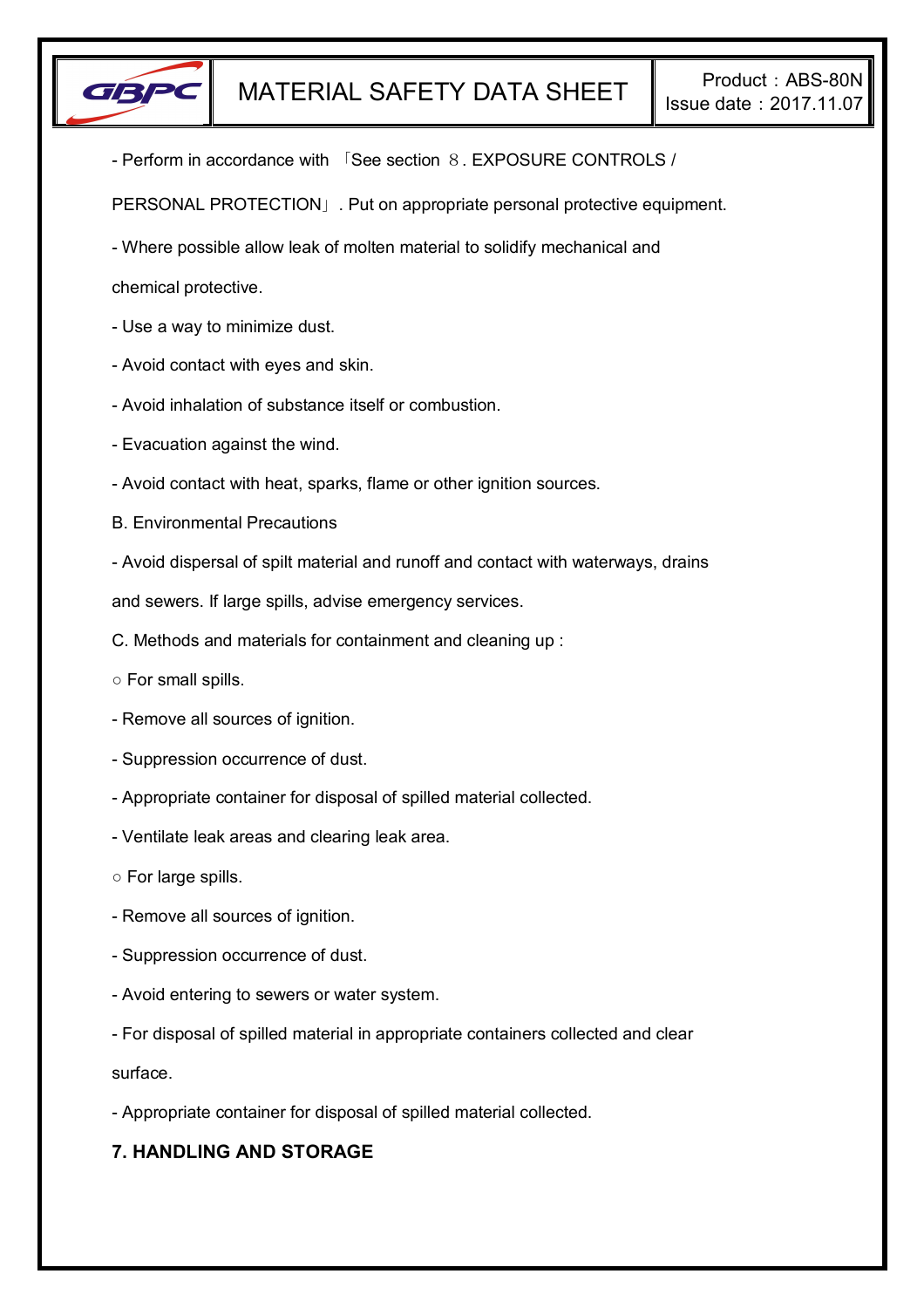- Perform in accordance with 「See section ８. EXPOSURE CONTROLS / PERSONAL PROTECTION」. Put on appropriate personal protective equipment.

- Where possible allow leak of molten material to solidify mechanical and chemical protective.

- Use a way to minimize dust.

- Avoid contact with eyes and skin.

- Avoid inhalation of substance itself or combustion.

- Evacuation against the wind.

- Avoid contact with heat, sparks, flame or other ignition sources.

B. Environmental Precautions

- Avoid dispersal of spilt material and runoff and contact with waterways, drains and sewers. If large spills, advise emergency services.

C. Methods and materials for containment and cleaning up :

○ For small spills.

- Remove all sources of ignition.

- Suppression occurrence of dust.

- Appropriate container for disposal of spilled material collected.

- Ventilate leak areas and clearing leak area.

○ For large spills.

- Remove all sources of ignition.

- Suppression occurrence of dust.

- Avoid entering to sewers or water system.

- For disposal of spilled material in appropriate containers collected and clear surface.

- Appropriate container for disposal of spilled material collected.

## 7. HANDLING AND STORAGE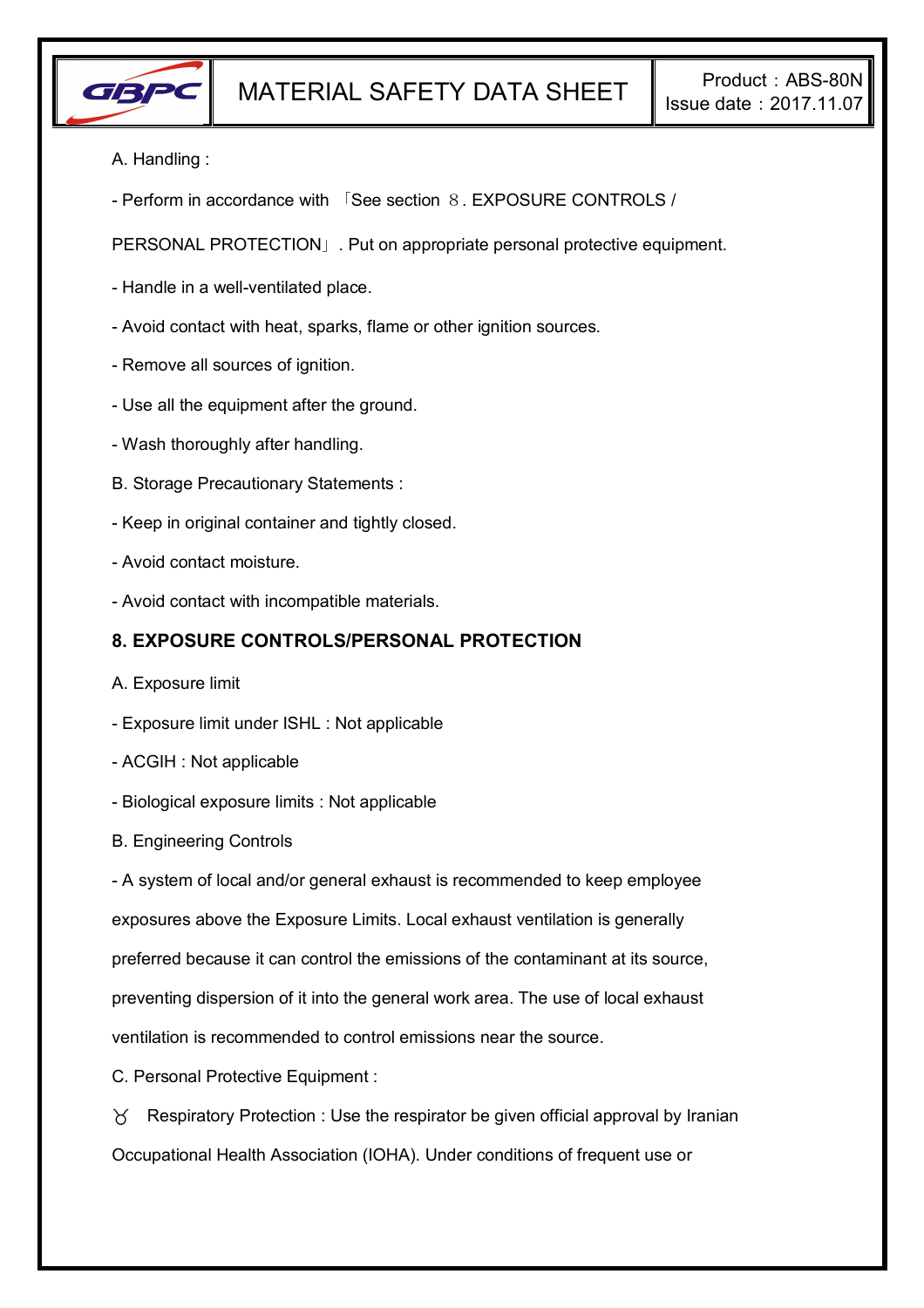A. Handling :

- Perform in accordance with 「See section ８. EXPOSURE CONTROLS / PERSONAL PROTECTION」. Put on appropriate personal protective equipment.

- Handle in a well-ventilated place.

- Avoid contact with heat, sparks, flame or other ignition sources.

- Remove all sources of ignition.

- Use all the equipment after the ground.

- Wash thoroughly after handling.

B. Storage Precautionary Statements :

- Keep in original container and tightly closed.

- Avoid contact moisture.

- Avoid contact with incompatible materials.

## 8. EXPOSURE CONTROLS/PERSONAL PROTECTION

A. Exposure limit

- Exposure limit under ISHL : Not applicable

- ACGIH : Not applicable

- Biological exposure limits : Not applicable

B. Engineering Controls

- A system of local and/or general exhaust is recommended to keep employee exposures above the Exposure Limits. Local exhaust ventilation is generally preferred because it can control the emissions of the contaminant at its source, preventing dispersion of it into the general work area. The use of local exhaust ventilation is recommended to control emissions near the source.

C. Personal Protective Equipment :

ㅇ Respiratory Protection : Use the respirator be given official approval by Iranian Occupational Health Association (IOHA). Under conditions of frequent use or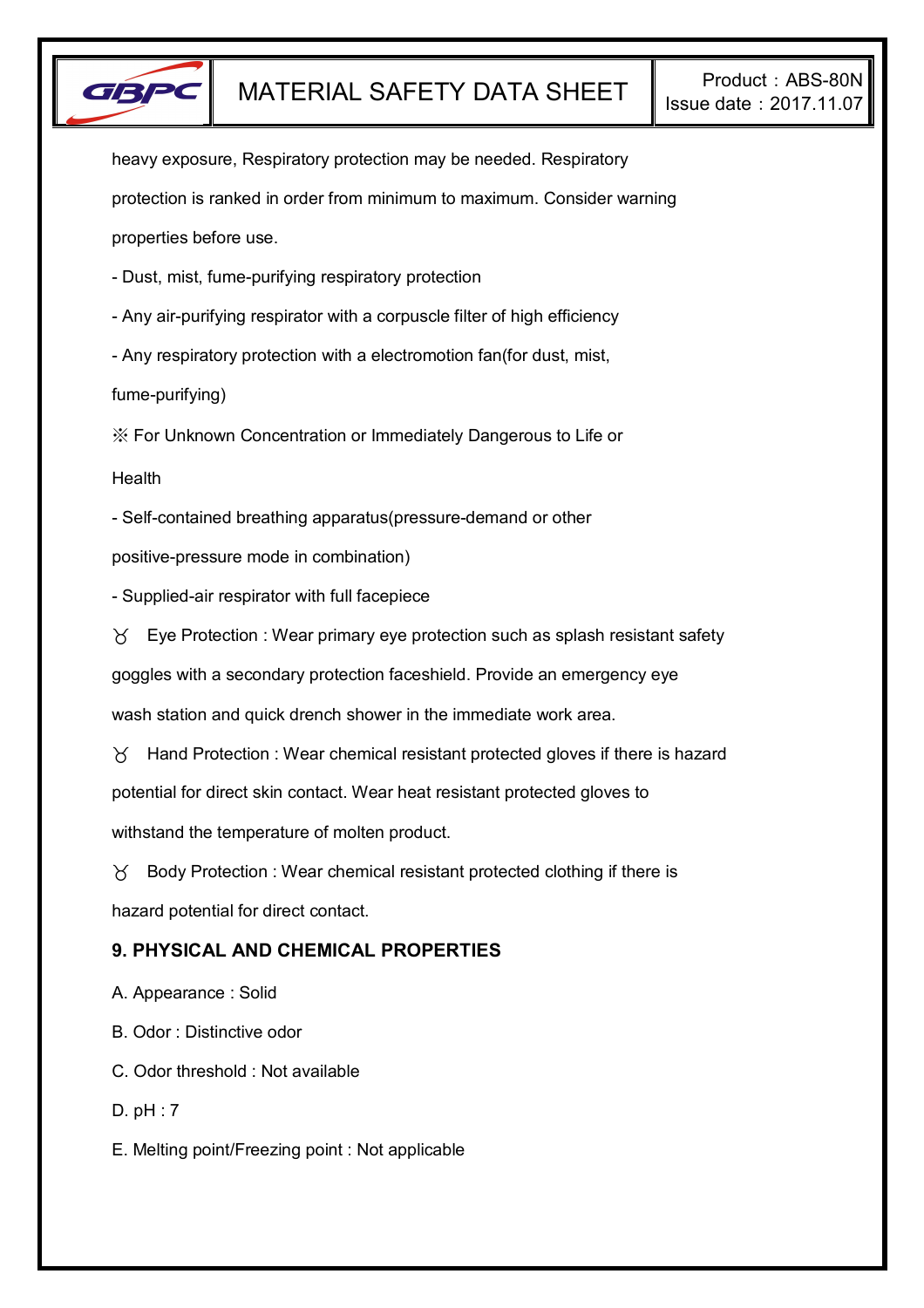heavy exposure, Respiratory protection may be needed. Respiratory protection is ranked in order from minimum to maximum. Consider warning properties before use.

- Dust, mist, fume-purifying respiratory protection
- Any air-purifying respirator with a corpuscle filter of high efficiency
- Any respiratory protection with a electromotion fan(for dust, mist, fume-purifying)

※ For Unknown Concentration or Immediately Dangerous to Life or Health

- Self-contained breathing apparatus(pressure-demand or other positive-pressure mode in combination)
- Supplied-air respirator with full facepiece

♉ Eye Protection : Wear primary eye protection such as splash resistant safety goggles with a secondary protection faceshield. Provide an emergency eye wash station and quick drench shower in the immediate work area.

♉ Hand Protection : Wear chemical resistant protected gloves if there is hazard potential for direct skin contact. Wear heat resistant protected gloves to withstand the temperature of molten product.

♉ Body Protection : Wear chemical resistant protected clothing if there is hazard potential for direct contact.

## 9. PHYSICAL AND CHEMICAL PROPERTIES

A. Appearance : Solid

B. Odor : Distinctive odor

C. Odor threshold : Not available

D. pH : 7

E. Melting point/Freezing point : Not applicable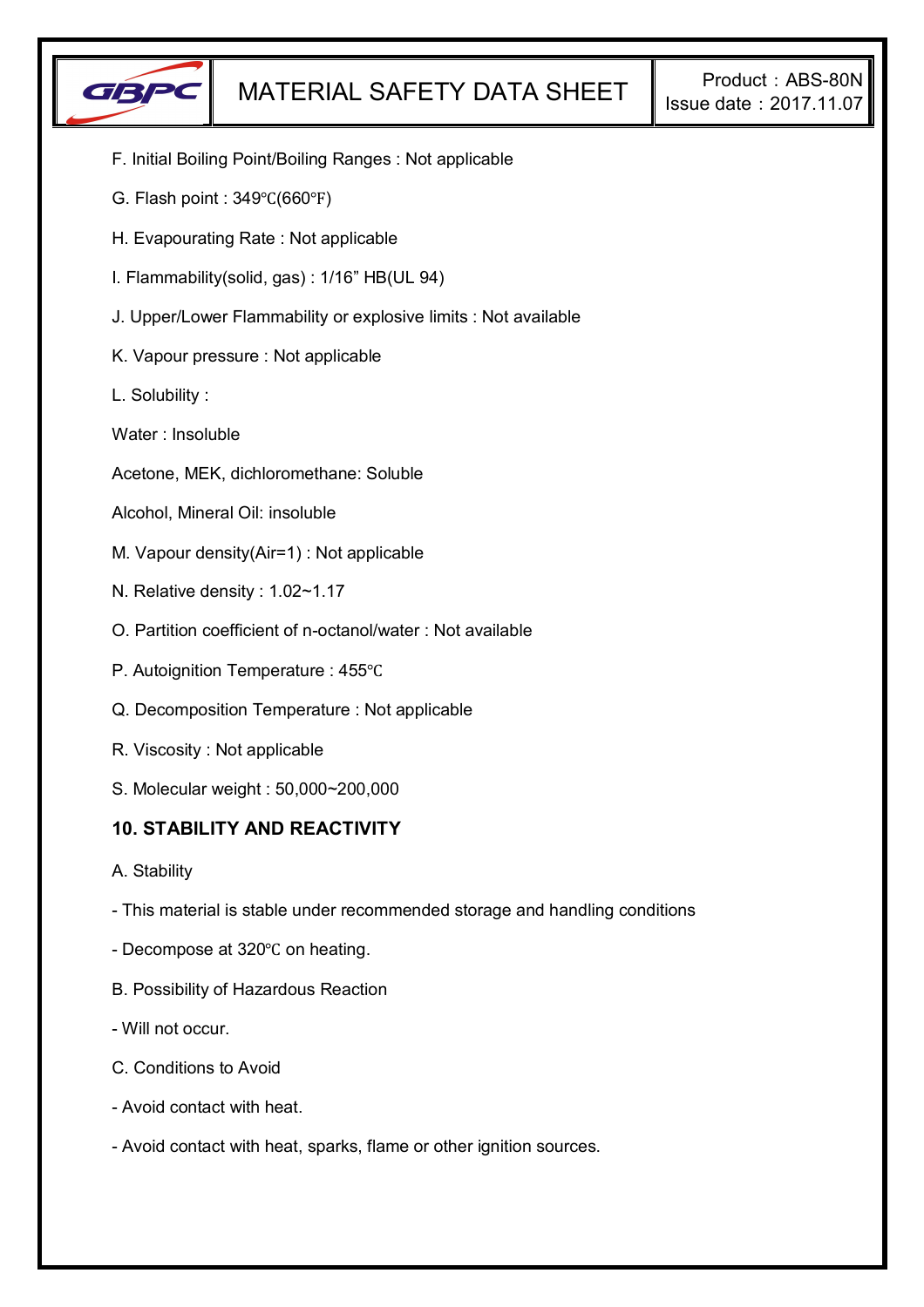F. Initial Boiling Point/Boiling Ranges : Not applicable

G. Flash point : 349℃(660℉)

H. Evapourating Rate : Not applicable

I. Flammability(solid, gas) : 1/16” HB(UL 94)

J. Upper/Lower Flammability or explosive limits : Not available

K. Vapour pressure : Not applicable

L. Solubility :

Water : Insoluble

Acetone, MEK, dichloromethane: Soluble

Alcohol, Mineral Oil: insoluble

M. Vapour density(Air=1) : Not applicable

N. Relative density : 1.02~1.17

O. Partition coefficient of n-octanol/water : Not available

P. Autoignition Temperature : 455℃

Q. Decomposition Temperature : Not applicable

R. Viscosity : Not applicable

S. Molecular weight : 50,000~200,000

## 10. STABILITY AND REACTIVITY

A. Stability

- This material is stable under recommended storage and handling conditions
- Decompose at 320℃ on heating.

B. Possibility of Hazardous Reaction

- Will not occur.

C. Conditions to Avoid

- Avoid contact with heat.
- Avoid contact with heat, sparks, flame or other ignition sources.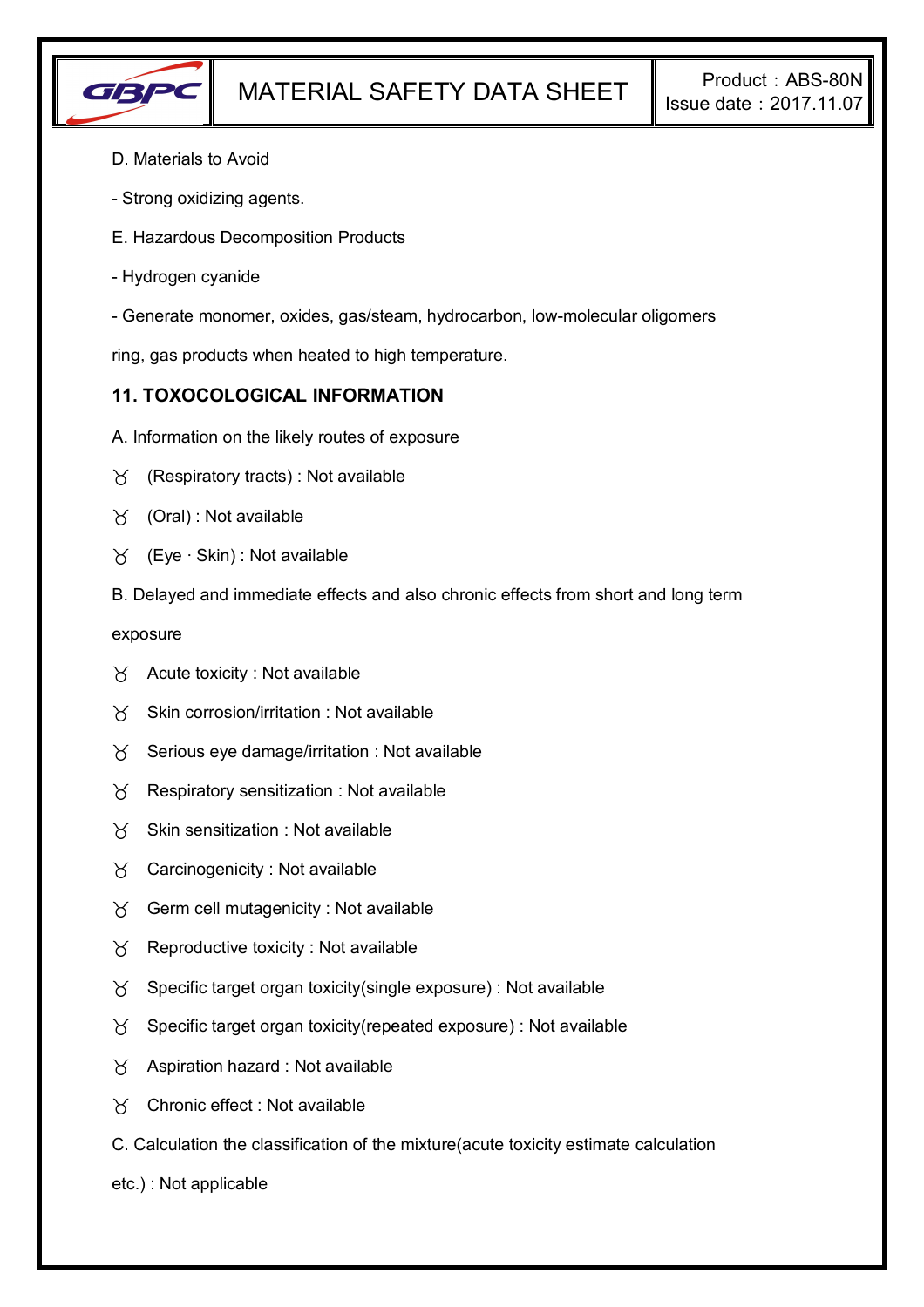D. Materials to Avoid

- Strong oxidizing agents.

E. Hazardous Decomposition Products

- Hydrogen cyanide

- Generate monomer, oxides, gas/steam, hydrocarbon, low-molecular oligomers ring, gas products when heated to high temperature.

## 11. TOXOCOLOGICAL INFORMATION

A. Information on the likely routes of exposure

- (Respiratory tracts) : Not available
- (Oral) : Not available
- (Eye · Skin) : Not available

B. Delayed and immediate effects and also chronic effects from short and long term exposure

- Acute toxicity : Not available
- Skin corrosion/irritation : Not available
- Serious eye damage/irritation : Not available
- Respiratory sensitization : Not available
- Skin sensitization : Not available
- Carcinogenicity : Not available
- Germ cell mutagenicity : Not available
- Reproductive toxicity : Not available
- Specific target organ toxicity(single exposure) : Not available
- Specific target organ toxicity(repeated exposure) : Not available
- Aspiration hazard : Not available
- Chronic effect : Not available

C. Calculation the classification of the mixture(acute toxicity estimate calculation etc.) : Not applicable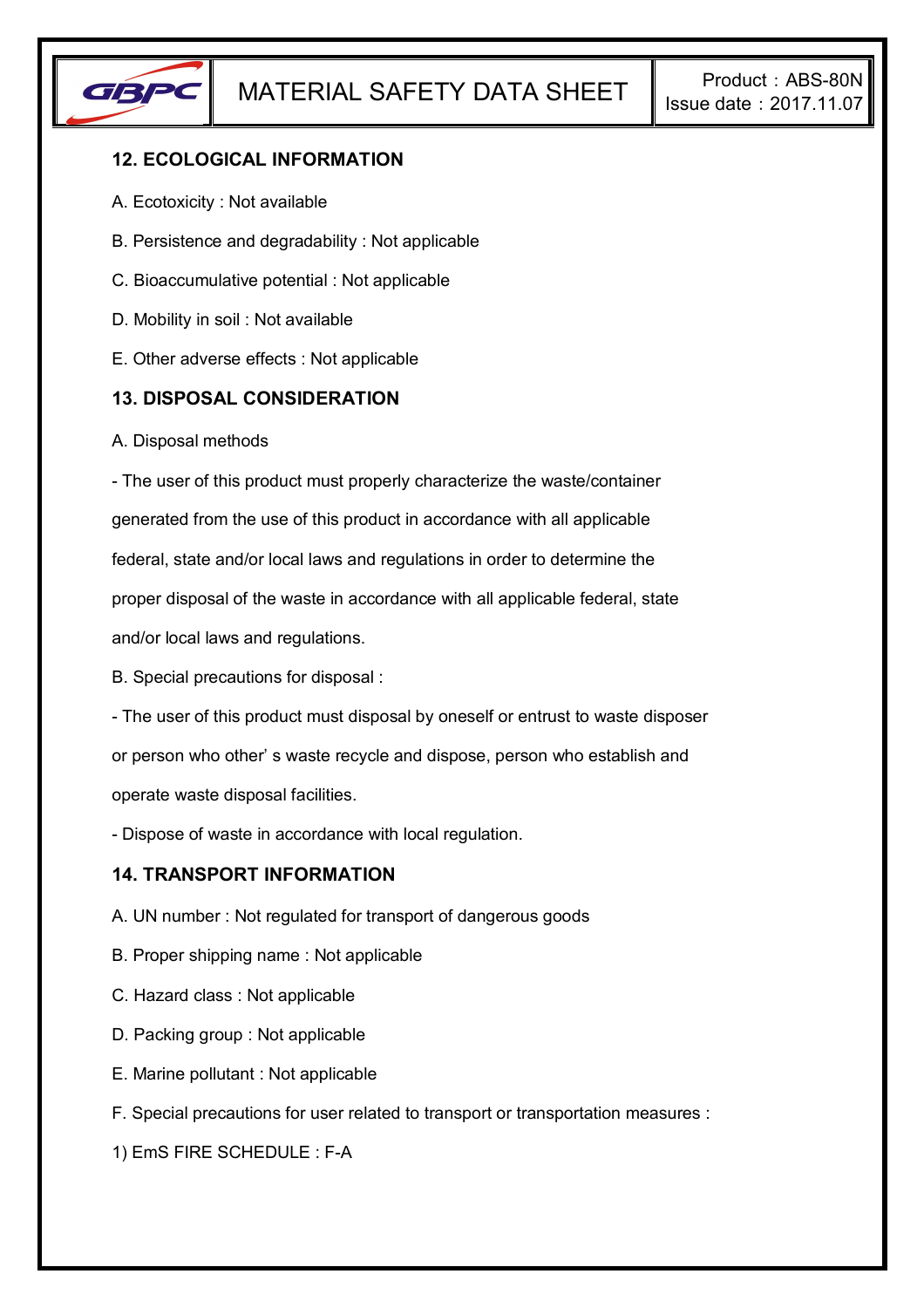## 12. ECOLOGICAL INFORMATION

A. Ecotoxicity : Not available

B. Persistence and degradability : Not applicable

C. Bioaccumulative potential : Not applicable

D. Mobility in soil : Not available

E. Other adverse effects : Not applicable

## 13. DISPOSAL CONSIDERATION

A. Disposal methods

- The user of this product must properly characterize the waste/container generated from the use of this product in accordance with all applicable federal, state and/or local laws and regulations in order to determine the proper disposal of the waste in accordance with all applicable federal, state and/or local laws and regulations.

B. Special precautions for disposal :

- The user of this product must disposal by oneself or entrust to waste disposer or person who other' s waste recycle and dispose, person who establish and operate waste disposal facilities.
- Dispose of waste in accordance with local regulation.

## 14. TRANSPORT INFORMATION

A. UN number : Not regulated for transport of dangerous goods

B. Proper shipping name : Not applicable

C. Hazard class : Not applicable

D. Packing group : Not applicable

E. Marine pollutant : Not applicable

F. Special precautions for user related to transport or transportation measures :

1) EmS FIRE SCHEDULE : F-A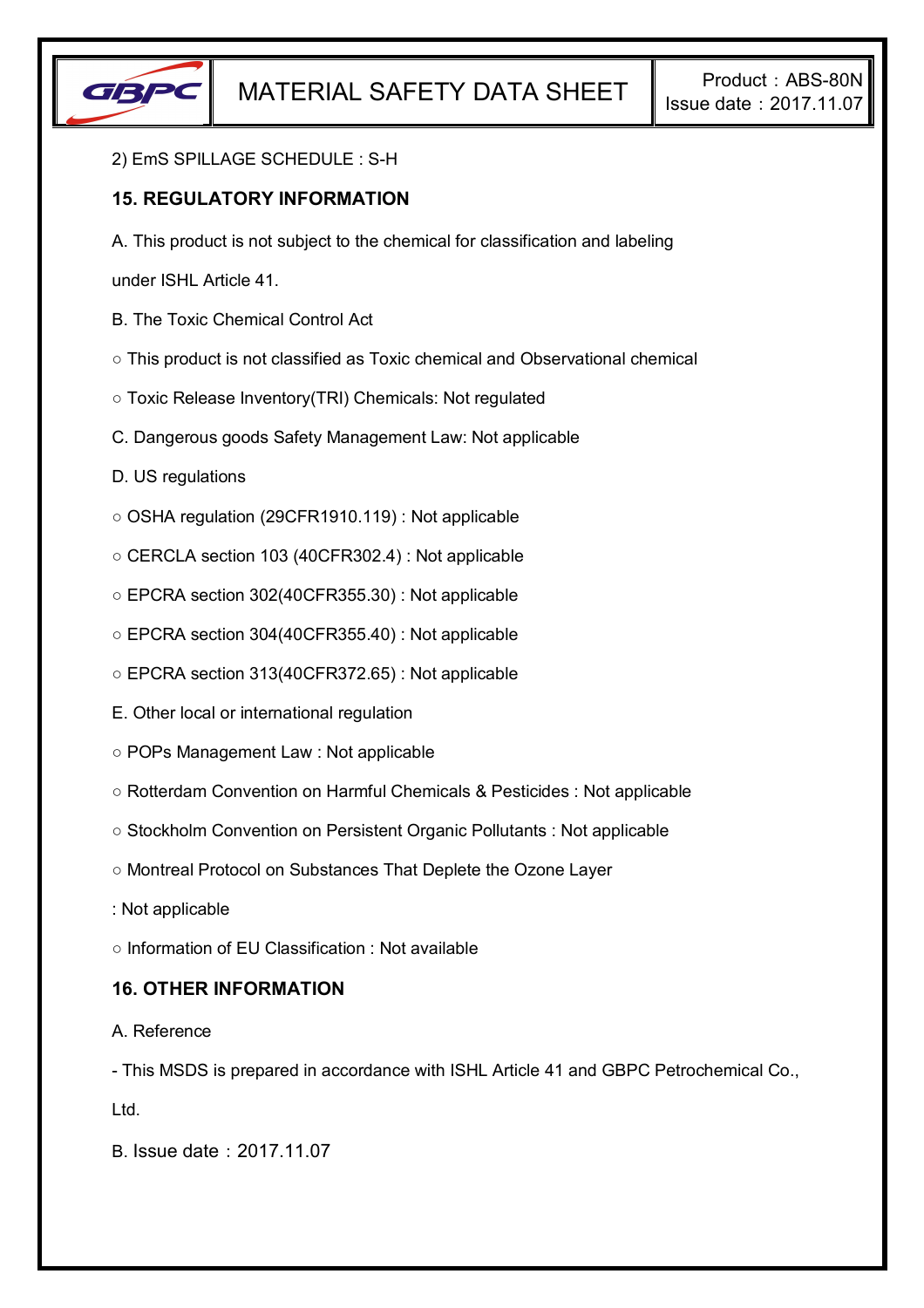2) EmS SPILLAGE SCHEDULE : S-H

## 15. REGULATORY INFORMATION

A. This product is not subject to the chemical for classification and labeling under ISHL Article 41.

B. The Toxic Chemical Control Act

○ This product is not classified as Toxic chemical and Observational chemical

○ Toxic Release Inventory(TRI) Chemicals: Not regulated

C. Dangerous goods Safety Management Law: Not applicable

D. US regulations

○ OSHA regulation (29CFR1910.119) : Not applicable

○ CERCLA section 103 (40CFR302.4) : Not applicable

○ EPCRA section 302(40CFR355.30) : Not applicable

○ EPCRA section 304(40CFR355.40) : Not applicable

○ EPCRA section 313(40CFR372.65) : Not applicable

E. Other local or international regulation

○ POPs Management Law : Not applicable

○ Rotterdam Convention on Harmful Chemicals & Pesticides : Not applicable

○ Stockholm Convention on Persistent Organic Pollutants : Not applicable

○ Montreal Protocol on Substances That Deplete the Ozone Layer : Not applicable

○ Information of EU Classification : Not available

## 16. OTHER INFORMATION

A. Reference

- This MSDS is prepared in accordance with ISHL Article 41 and GBPC Petrochemical Co., Ltd.

B. Issue date：2017.11.07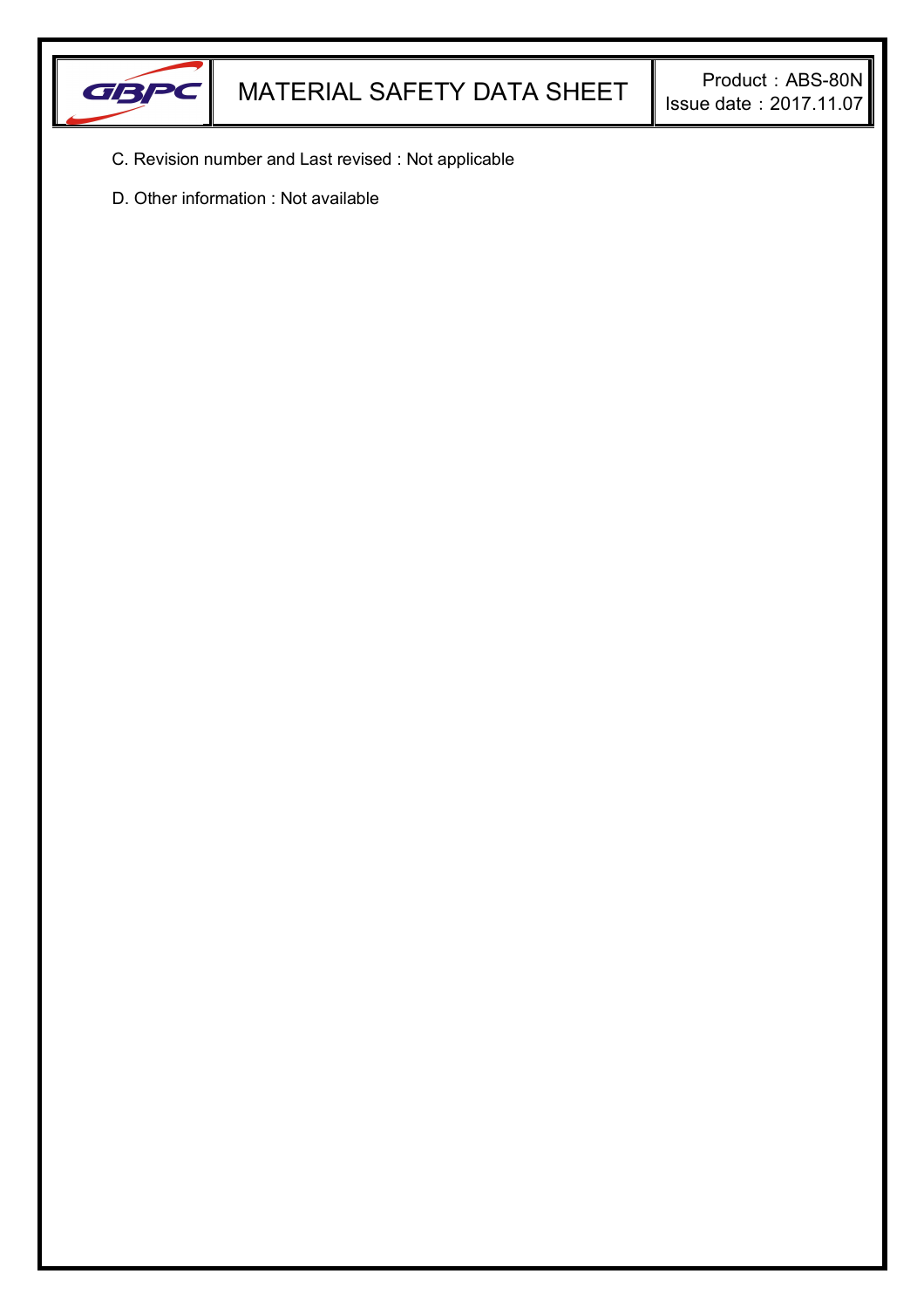C. Revision number and Last revised : Not applicable

D. Other information : Not available